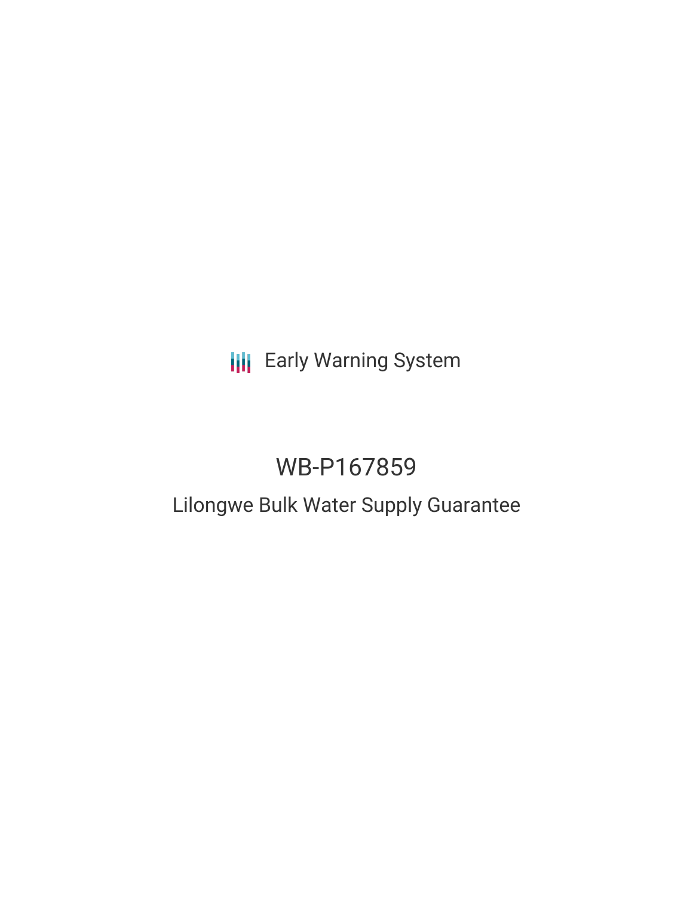Early Warning System

# WB-P167859

## Lilongwe Bulk Water Supply Guarantee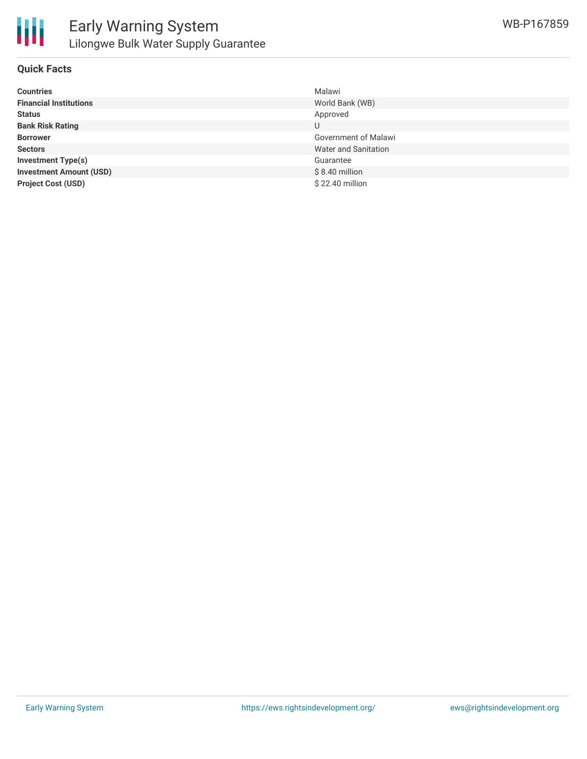## Quick Facts

| | |
|---|---|
| **Countries** | Malawi |
| **Financial Institutions** | World Bank (WB) |
| **Status** | Approved |
| **Bank Risk Rating** | U |
| **Borrower** | Government of Malawi |
| **Sectors** | Water and Sanitation |
| **Investment Type(s)** | Guarantee |
| **Investment Amount (USD)** | $ 8.40 million |
| **Project Cost (USD)** | $ 22.40 million |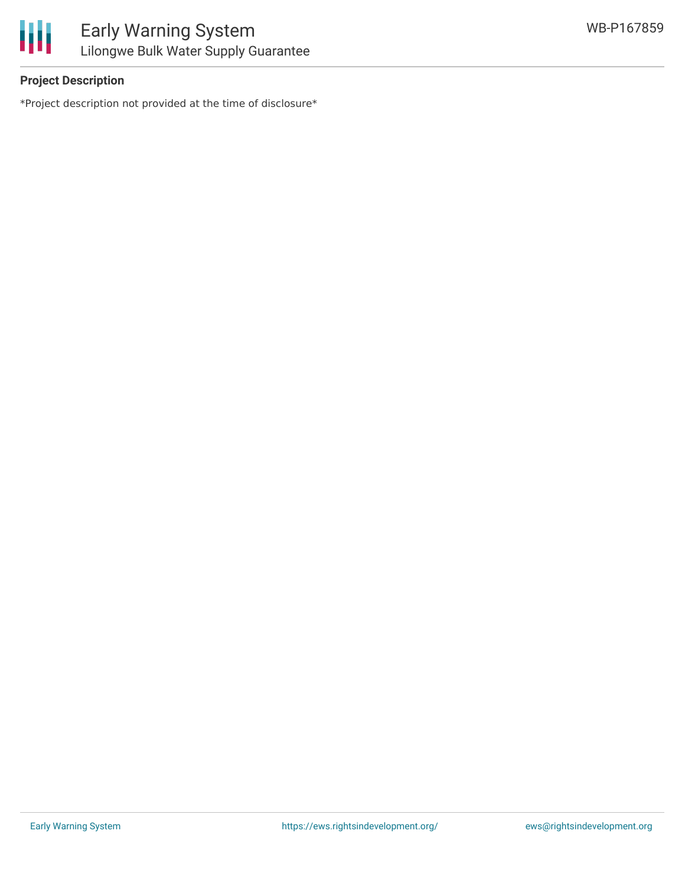**Project Description**

*Project description not provided at the time of disclosure*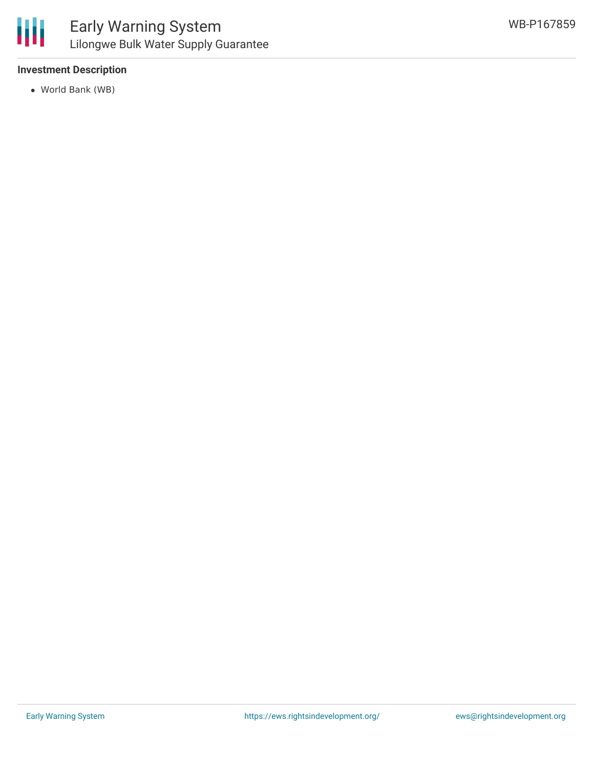**Investment Description**

- World Bank (WB)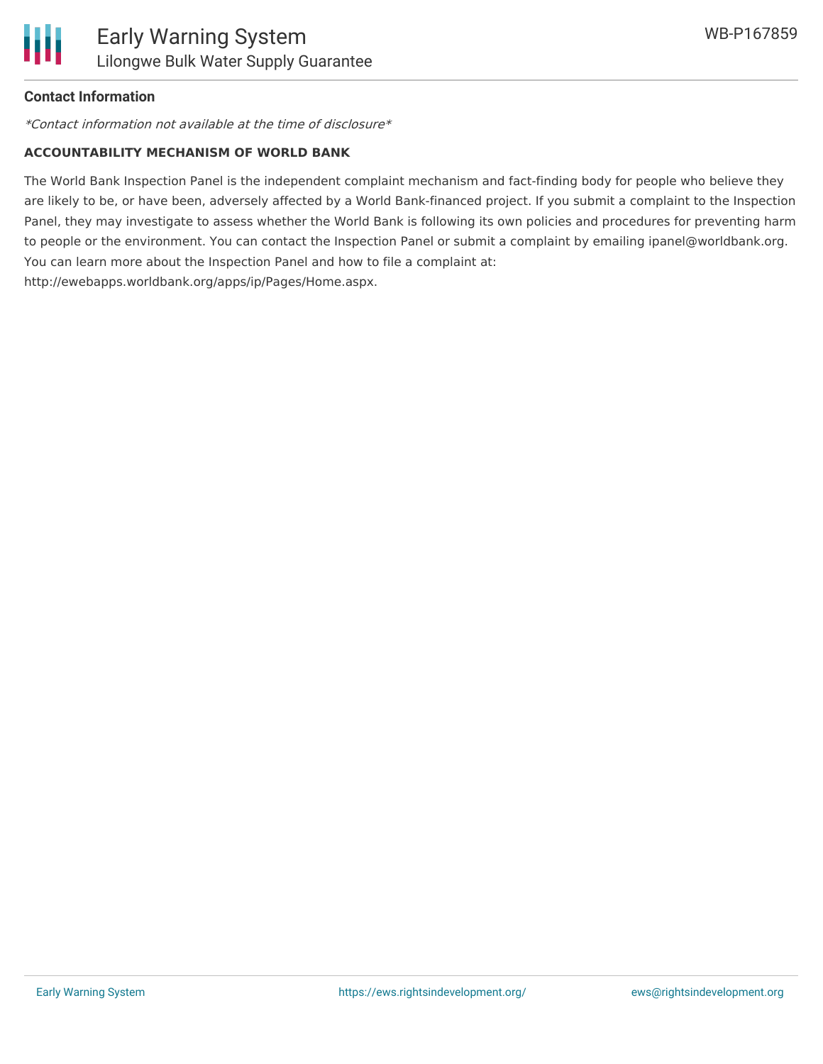**Contact Information**

*\*Contact information not available at the time of disclosure\**

**ACCOUNTABILITY MECHANISM OF WORLD BANK**

The World Bank Inspection Panel is the independent complaint mechanism and fact-finding body for people who believe they are likely to be, or have been, adversely affected by a World Bank-financed project. If you submit a complaint to the Inspection Panel, they may investigate to assess whether the World Bank is following its own policies and procedures for preventing harm to people or the environment. You can contact the Inspection Panel or submit a complaint by emailing ipanel@worldbank.org. You can learn more about the Inspection Panel and how to file a complaint at: http://ewebapps.worldbank.org/apps/ip/Pages/Home.aspx.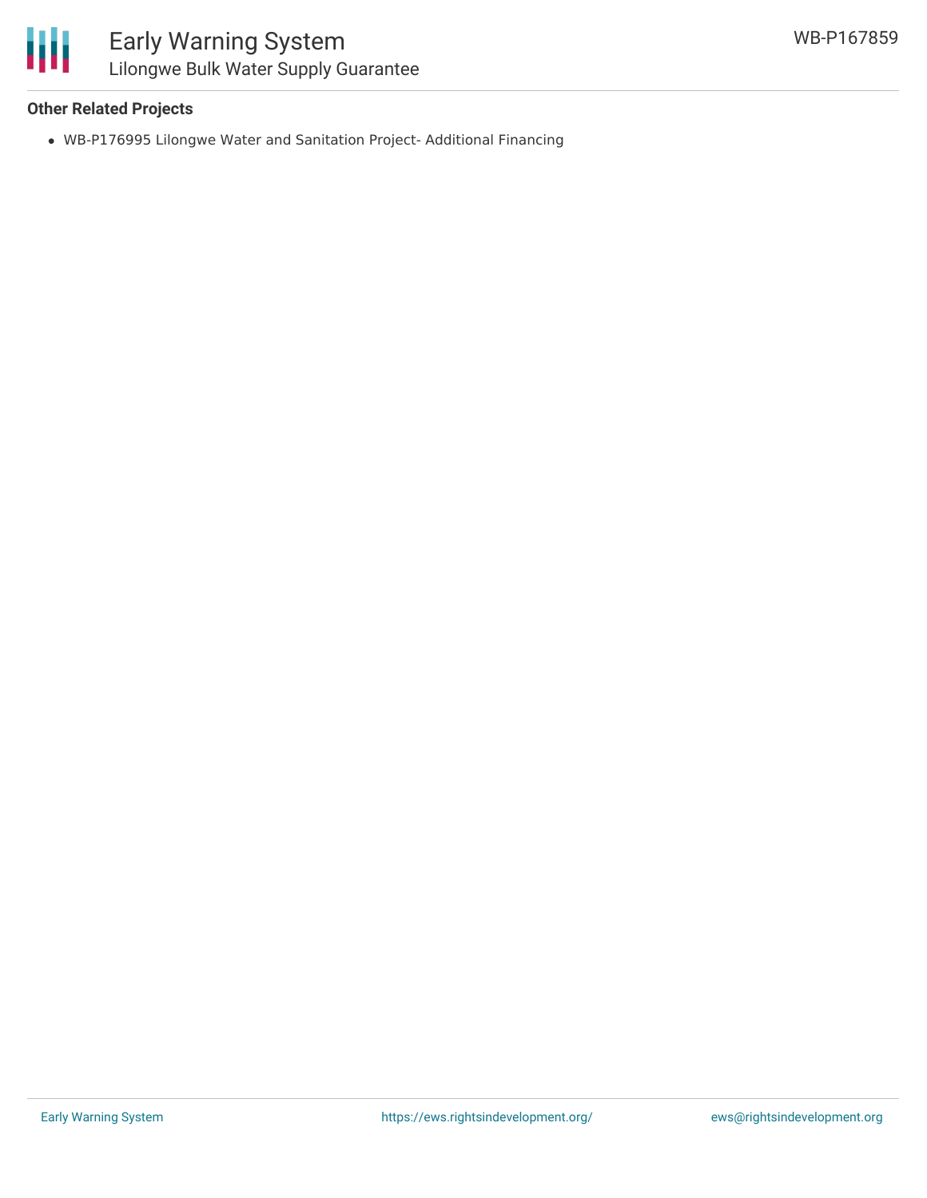**Other Related Projects**

- WB-P176995 Lilongwe Water and Sanitation Project- Additional Financing